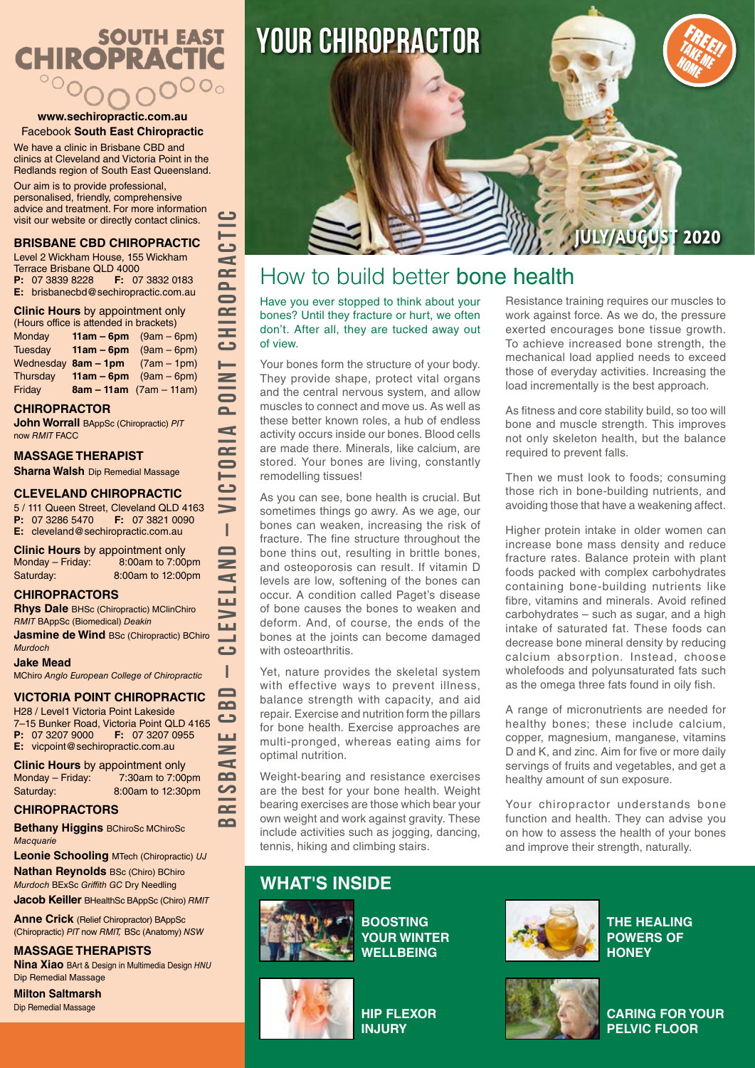# SOUTH EAST CHIROPRACTIC

**www.sechiropractic.com.au**
Facebook **South East Chiropractic**

We have a clinic in Brisbane CBD and clinics at Cleveland and Victoria Point in the Redlands region of South East Queensland.

Our aim is to provide professional, personalised, friendly, comprehensive advice and treatment. For more information visit our website or directly contact clinics.

## BRISBANE CBD CHIROPRACTIC

Level 2 Wickham House, 155 Wickham Terrace Brisbane QLD 4000
**P:** 07 3839 8228 **F:** 07 3832 0183
**E:** brisbanecbd@sechiropractic.com.au

**Clinic Hours** by appointment only
(Hours office is attended in brackets)

| | | |
|---|---|---|
| Monday | **11am – 6pm** | (9am – 6pm) |
| Tuesday | **11am – 6pm** | (9am – 6pm) |
| Wednesday | **8am – 1pm** | (7am – 1pm) |
| Thursday | **11am – 6pm** | (9am – 6pm) |
| Friday | **8am – 11am** | (7am – 11am) |

### CHIROPRACTOR

**John Worrall** BAppSc (Chiropractic) *PIT* now *RMIT* FACC

### MASSAGE THERAPIST

**Sharna Walsh** Dip Remedial Massage

## CLEVELAND CHIROPRACTIC

5 / 111 Queen Street, Cleveland QLD 4163
**P:** 07 3286 5470 **F:** 07 3821 0090
**E:** cleveland@sechiropractic.com.au

**Clinic Hours** by appointment only
Monday – Friday: 8:00am to 7:00pm
Saturday: 8:00am to 12:00pm

### CHIROPRACTORS

**Rhys Dale** BHSc (Chiropractic) MClinChiro *RMIT* BAppSc (Biomedical) *Deakin*

**Jasmine de Wind** BSc (Chiropractic) BChiro *Murdoch*

**Jake Mead**
MChiro *Anglo European College of Chiropractic*

## VICTORIA POINT CHIROPRACTIC

H28 / Level1 Victoria Point Lakeside
7–15 Bunker Road, Victoria Point QLD 4165
**P:** 07 3207 9000 **F:** 07 3207 0955
**E:** vicpoint@sechiropractic.com.au

**Clinic Hours** by appointment only
Monday – Friday: 7:30am to 7:00pm
Saturday: 8:00am to 12:30pm

### CHIROPRACTORS

**Bethany Higgins** BChiroSc MChiroSc *Macquarie*

**Leonie Schooling** MTech (Chiropractic) *UJ*

**Nathan Reynolds** BSc (Chiro) BChiro *Murdoch* BExSc *Griffith GC* Dry Needling

**Jacob Keiller** BHealthSc BAppSc (Chiro) *RMIT*

**Anne Crick** (Relief Chiropractor) BAppSc (Chiropractic) *PIT* now *RMIT,* BSc (Anatomy) *NSW*

### MASSAGE THERAPISTS

**Nina Xiao** BArt & Design in Multimedia Design *HNU* Dip Remedial Massage

**Milton Saltmarsh**
Dip Remedial Massage

BRISBANE CBD – CLEVELAND – VICTORIA POINT CHIROPRACTIC

# YOUR CHIROPRACTOR

FREE!! TAKE ME HOME

JULY/AUGUST 2020

# How to build better bone health

Have you ever stopped to think about your bones? Until they fracture or hurt, we often don't. After all, they are tucked away out of view.

Your bones form the structure of your body. They provide shape, protect vital organs and the central nervous system, and allow muscles to connect and move us. As well as these better known roles, a hub of endless activity occurs inside our bones. Blood cells are made there. Minerals, like calcium, are stored. Your bones are living, constantly remodelling tissues!

As you can see, bone health is crucial. But sometimes things go awry. As we age, our bones can weaken, increasing the risk of fracture. The fine structure throughout the bone thins out, resulting in brittle bones, and osteoporosis can result. If vitamin D levels are low, softening of the bones can occur. A condition called Paget's disease of bone causes the bones to weaken and deform. And, of course, the ends of the bones at the joints can become damaged with osteoarthritis.

Yet, nature provides the skeletal system with effective ways to prevent illness, balance strength with capacity, and aid repair. Exercise and nutrition form the pillars for bone health. Exercise approaches are multi-pronged, whereas eating aims for optimal nutrition.

Weight-bearing and resistance exercises are the best for your bone health. Weight bearing exercises are those which bear your own weight and work against gravity. These include activities such as jogging, dancing, tennis, hiking and climbing stairs.

Resistance training requires our muscles to work against force. As we do, the pressure exerted encourages bone tissue growth. To achieve increased bone strength, the mechanical load applied needs to exceed those of everyday activities. Increasing the load incrementally is the best approach.

As fitness and core stability build, so too will bone and muscle strength. This improves not only skeleton health, but the balance required to prevent falls.

Then we must look to foods; consuming those rich in bone-building nutrients, and avoiding those that have a weakening affect.

Higher protein intake in older women can increase bone mass density and reduce fracture rates. Balance protein with plant foods packed with complex carbohydrates containing bone-building nutrients like fibre, vitamins and minerals. Avoid refined carbohydrates – such as sugar, and a high intake of saturated fat. These foods can decrease bone mineral density by reducing calcium absorption. Instead, choose wholefoods and polyunsaturated fats such as the omega three fats found in oily fish.

A range of micronutrients are needed for healthy bones; these include calcium, copper, magnesium, manganese, vitamins D and K, and zinc. Aim for five or more daily servings of fruits and vegetables, and get a healthy amount of sun exposure.

Your chiropractor understands bone function and health. They can advise you on how to assess the health of your bones and improve their strength, naturally.

## WHAT'S INSIDE

- **BOOSTING YOUR WINTER WELLBEING**
- **THE HEALING POWERS OF HONEY**
- **HIP FLEXOR INJURY**
- **CARING FOR YOUR PELVIC FLOOR**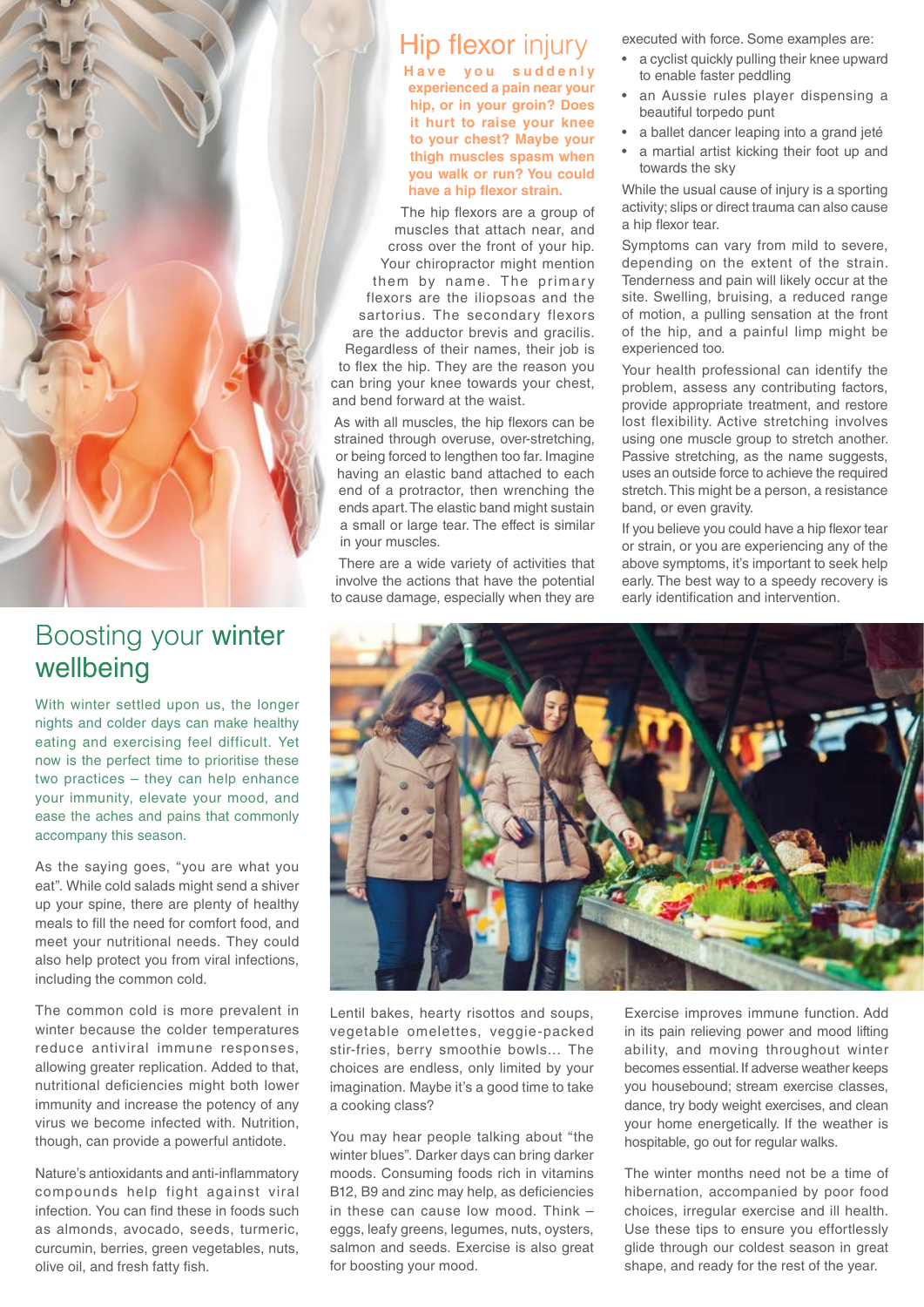## Hip flexor injury

**Have you suddenly experienced a pain near your hip, or in your groin? Does it hurt to raise your knee to your chest? Maybe your thigh muscles spasm when you walk or run? You could have a hip flexor strain.**

The hip flexors are a group of muscles that attach near, and cross over the front of your hip. Your chiropractor might mention them by name. The primary flexors are the iliopsoas and the sartorius. The secondary flexors are the adductor brevis and gracilis. Regardless of their names, their job is to flex the hip. They are the reason you can bring your knee towards your chest, and bend forward at the waist.

As with all muscles, the hip flexors can be strained through overuse, over-stretching, or being forced to lengthen too far. Imagine having an elastic band attached to each end of a protractor, then wrenching the ends apart. The elastic band might sustain a small or large tear. The effect is similar in your muscles.

There are a wide variety of activities that involve the actions that have the potential to cause damage, especially when they are executed with force. Some examples are:

- a cyclist quickly pulling their knee upward to enable faster peddling
- an Aussie rules player dispensing a beautiful torpedo punt
- a ballet dancer leaping into a grand jeté
- a martial artist kicking their foot up and towards the sky

While the usual cause of injury is a sporting activity; slips or direct trauma can also cause a hip flexor tear.

Symptoms can vary from mild to severe, depending on the extent of the strain. Tenderness and pain will likely occur at the site. Swelling, bruising, a reduced range of motion, a pulling sensation at the front of the hip, and a painful limp might be experienced too.

Your health professional can identify the problem, assess any contributing factors, provide appropriate treatment, and restore lost flexibility. Active stretching involves using one muscle group to stretch another. Passive stretching, as the name suggests, uses an outside force to achieve the required stretch. This might be a person, a resistance band, or even gravity.

If you believe you could have a hip flexor tear or strain, or you are experiencing any of the above symptoms, it's important to seek help early. The best way to a speedy recovery is early identification and intervention.

## Boosting your winter wellbeing

With winter settled upon us, the longer nights and colder days can make healthy eating and exercising feel difficult. Yet now is the perfect time to prioritise these two practices – they can help enhance your immunity, elevate your mood, and ease the aches and pains that commonly accompany this season.

As the saying goes, "you are what you eat". While cold salads might send a shiver up your spine, there are plenty of healthy meals to fill the need for comfort food, and meet your nutritional needs. They could also help protect you from viral infections, including the common cold.

The common cold is more prevalent in winter because the colder temperatures reduce antiviral immune responses, allowing greater replication. Added to that, nutritional deficiencies might both lower immunity and increase the potency of any virus we become infected with. Nutrition, though, can provide a powerful antidote.

Nature's antioxidants and anti-inflammatory compounds help fight against viral infection. You can find these in foods such as almonds, avocado, seeds, turmeric, curcumin, berries, green vegetables, nuts, olive oil, and fresh fatty fish.

Lentil bakes, hearty risottos and soups, vegetable omelettes, veggie-packed stir-fries, berry smoothie bowls... The choices are endless, only limited by your imagination. Maybe it's a good time to take a cooking class?

You may hear people talking about "the winter blues". Darker days can bring darker moods. Consuming foods rich in vitamins B12, B9 and zinc may help, as deficiencies in these can cause low mood. Think – eggs, leafy greens, legumes, nuts, oysters, salmon and seeds. Exercise is also great for boosting your mood.

Exercise improves immune function. Add in its pain relieving power and mood lifting ability, and moving throughout winter becomes essential. If adverse weather keeps you housebound; stream exercise classes, dance, try body weight exercises, and clean your home energetically. If the weather is hospitable, go out for regular walks.

The winter months need not be a time of hibernation, accompanied by poor food choices, irregular exercise and ill health. Use these tips to ensure you effortlessly glide through our coldest season in great shape, and ready for the rest of the year.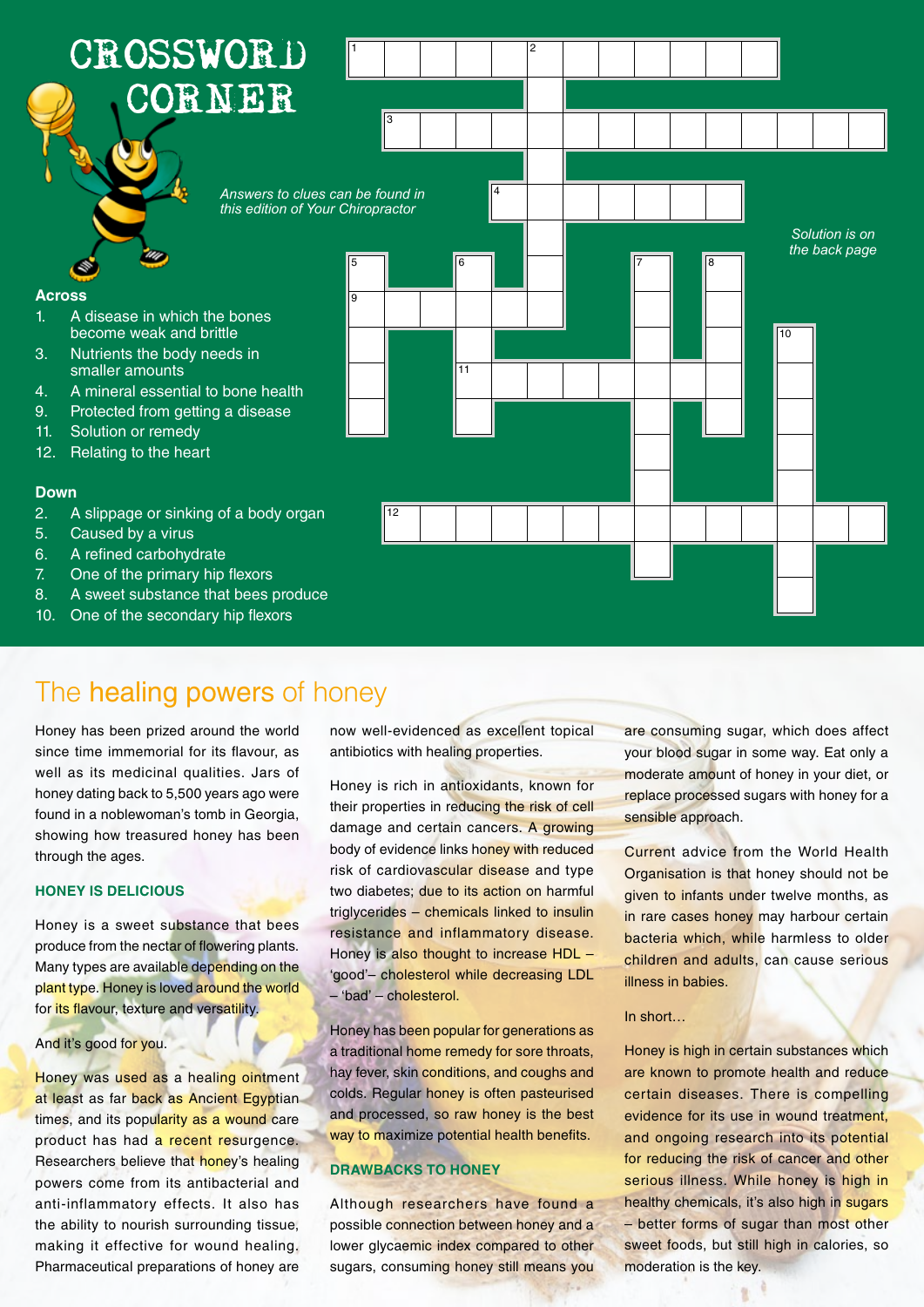# CROSSWORD CORNER

*Answers to clues can be found in this edition of Your Chiropractor*

*Solution is on the back page*

### Across

1. A disease in which the bones become weak and brittle
3. Nutrients the body needs in smaller amounts
4. A mineral essential to bone health
9. Protected from getting a disease
11. Solution or remedy
12. Relating to the heart

### Down

2. A slippage or sinking of a body organ
5. Caused by a virus
6. A refined carbohydrate
7. One of the primary hip flexors
8. A sweet substance that bees produce
10. One of the secondary hip flexors

# The healing powers of honey

Honey has been prized around the world since time immemorial for its flavour, as well as its medicinal qualities. Jars of honey dating back to 5,500 years ago were found in a noblewoman's tomb in Georgia, showing how treasured honey has been through the ages.

## HONEY IS DELICIOUS

Honey is a sweet substance that bees produce from the nectar of flowering plants. Many types are available depending on the plant type. Honey is loved around the world for its flavour, texture and versatility.

And it's good for you.

Honey was used as a healing ointment at least as far back as Ancient Egyptian times, and its popularity as a wound care product has had a recent resurgence. Researchers believe that honey's healing powers come from its antibacterial and anti-inflammatory effects. It also has the ability to nourish surrounding tissue, making it effective for wound healing. Pharmaceutical preparations of honey are now well-evidenced as excellent topical antibiotics with healing properties.

Honey is rich in antioxidants, known for their properties in reducing the risk of cell damage and certain cancers. A growing body of evidence links honey with reduced risk of cardiovascular disease and type two diabetes; due to its action on harmful triglycerides – chemicals linked to insulin resistance and inflammatory disease. Honey is also thought to increase HDL – 'good'– cholesterol while decreasing LDL – 'bad' – cholesterol.

Honey has been popular for generations as a traditional home remedy for sore throats, hay fever, skin conditions, and coughs and colds. Regular honey is often pasteurised and processed, so raw honey is the best way to maximize potential health benefits.

## DRAWBACKS TO HONEY

Although researchers have found a possible connection between honey and a lower glycaemic index compared to other sugars, consuming honey still means you are consuming sugar, which does affect your blood sugar in some way. Eat only a moderate amount of honey in your diet, or replace processed sugars with honey for a sensible approach.

Current advice from the World Health Organisation is that honey should not be given to infants under twelve months, as in rare cases honey may harbour certain bacteria which, while harmless to older children and adults, can cause serious illness in babies.

In short…

Honey is high in certain substances which are known to promote health and reduce certain diseases. There is compelling evidence for its use in wound treatment, and ongoing research into its potential for reducing the risk of cancer and other serious illness. While honey is high in healthy chemicals, it's also high in sugars – better forms of sugar than most other sweet foods, but still high in calories, so moderation is the key.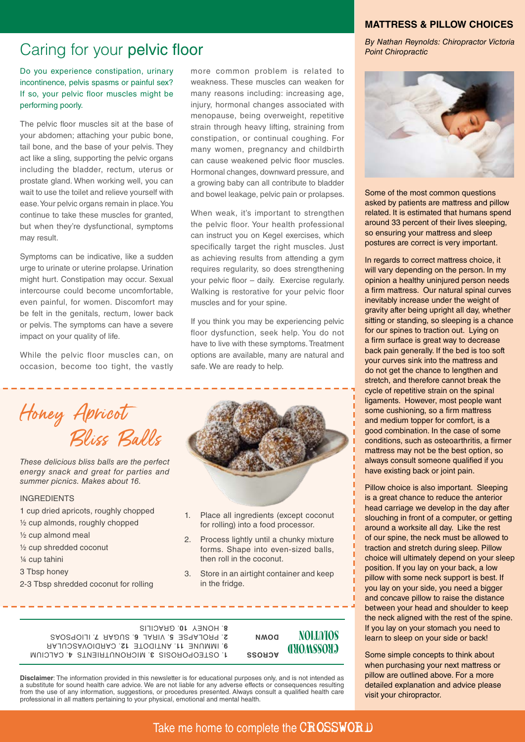# Caring for your pelvic floor

Do you experience constipation, urinary incontinence, pelvis spasms or painful sex? If so, your pelvic floor muscles might be performing poorly.

The pelvic floor muscles sit at the base of your abdomen; attaching your pubic bone, tail bone, and the base of your pelvis. They act like a sling, supporting the pelvic organs including the bladder, rectum, uterus or prostate gland. When working well, you can wait to use the toilet and relieve yourself with ease. Your pelvic organs remain in place. You continue to take these muscles for granted, but when they're dysfunctional, symptoms may result.

Symptoms can be indicative, like a sudden urge to urinate or uterine prolapse. Urination might hurt. Constipation may occur. Sexual intercourse could become uncomfortable, even painful, for women. Discomfort may be felt in the genitals, rectum, lower back or pelvis. The symptoms can have a severe impact on your quality of life.

While the pelvic floor muscles can, on occasion, become too tight, the vastly more common problem is related to weakness. These muscles can weaken for many reasons including: increasing age, injury, hormonal changes associated with menopause, being overweight, repetitive strain through heavy lifting, straining from constipation, or continual coughing. For many women, pregnancy and childbirth can cause weakened pelvic floor muscles. Hormonal changes, downward pressure, and a growing baby can all contribute to bladder and bowel leakage, pelvic pain or prolapses.

When weak, it's important to strengthen the pelvic floor. Your health professional can instruct you on Kegel exercises, which specifically target the right muscles. Just as achieving results from attending a gym requires regularity, so does strengthening your pelvic floor – daily. Exercise regularly. Walking is restorative for your pelvic floor muscles and for your spine.

If you think you may be experiencing pelvic floor dysfunction, seek help. You do not have to live with these symptoms. Treatment options are available, many are natural and safe. We are ready to help.

## Honey Apricot Bliss Balls

*These delicious bliss balls are the perfect energy snack and great for parties and summer picnics. Makes about 16.*

INGREDIENTS

1 cup dried apricots, roughly chopped
½ cup almonds, roughly chopped
½ cup almond meal
½ cup shredded coconut
¼ cup tahini
3 Tbsp honey
2-3 Tbsp shredded coconut for rolling

1. Place all ingredients (except coconut for rolling) into a food processor.
2. Process lightly until a chunky mixture forms. Shape into even-sized balls, then roll in the coconut.
3. Store in an airtight container and keep in the fridge.

**CROSSWORD SOLUTION**

**ACROSS** 1. OSTEOPOROSIS 3. MICRONUTRIENTS 4. CALCIUM 9. IMMUNE 11. ANTIDOTE 12. CARDIOVASCULAR

**DOWN** 2. PROLAPSE 5. VIRAL 6. SUGAR 7. ILIOPSOAS 8. HONEY 10. GRACILIS

**Disclaimer**: The information provided in this newsletter is for educational purposes only, and is not intended as a substitute for sound health care advice. We are not liable for any adverse effects or consequences resulting from the use of any information, suggestions, or procedures presented. Always consult a qualified health care professional in all matters pertaining to your physical, emotional and mental health.

## MATTRESS & PILLOW CHOICES

*By Nathan Reynolds: Chiropractor Victoria Point Chiropractic*

Some of the most common questions asked by patients are mattress and pillow related. It is estimated that humans spend around 33 percent of their lives sleeping, so ensuring your mattress and sleep postures are correct is very important.

In regards to correct mattress choice, it will vary depending on the person. In my opinion a healthy uninjured person needs a firm mattress. Our natural spinal curves inevitably increase under the weight of gravity after being upright all day, whether sitting or standing, so sleeping is a chance for our spines to traction out. Lying on a firm surface is great way to decrease back pain generally. If the bed is too soft your curves sink into the mattress and do not get the chance to lengthen and stretch, and therefore cannot break the cycle of repetitive strain on the spinal ligaments. However, most people want some cushioning, so a firm mattress and medium topper for comfort, is a good combination. In the case of some conditions, such as osteoarthritis, a firmer mattress may not be the best option, so always consult someone qualified if you have existing back or joint pain.

Pillow choice is also important. Sleeping is a great chance to reduce the anterior head carriage we develop in the day after slouching in front of a computer, or getting around a worksite all day. Like the rest of our spine, the neck must be allowed to traction and stretch during sleep. Pillow choice will ultimately depend on your sleep position. If you lay on your back, a low pillow with some neck support is best. If you lay on your side, you need a bigger and concave pillow to raise the distance between your head and shoulder to keep the neck aligned with the rest of the spine. If you lay on your stomach you need to learn to sleep on your side or back!

Some simple concepts to think about when purchasing your next mattress or pillow are outlined above. For a more detailed explanation and advice please visit your chiropractor.

Take me home to complete the CROSSWORD